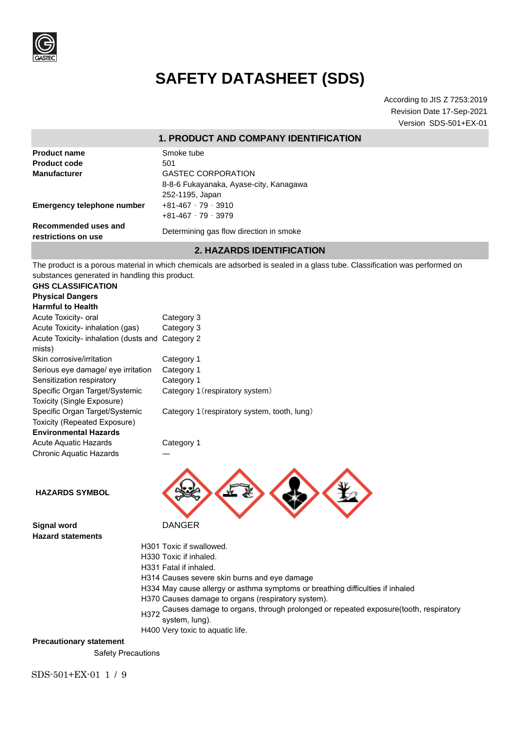# SAFETY DATASHEET (SDS)

According to JIS Z 7253:2019
Revision Date 17-Sep-2021
Version SDS-501+EX-01

## 1. PRODUCT AND COMPANY IDENTIFICATION

| | |
|---|---|
| **Product name** | Smoke tube |
| **Product code** | 501 |
| **Manufacturer** | GASTEC CORPORATION<br>8-8-6 Fukayanaka, Ayase-city, Kanagawa<br>252-1195, Japan |
| **Emergency telephone number** | +81-467 - 79 - 3910<br>+81-467 - 79 - 3979 |
| **Recommended uses and restrictions on use** | Determining gas flow direction in smoke |

## 2. HAZARDS IDENTIFICATION

The product is a porous material in which chemicals are adsorbed is sealed in a glass tube. Classification was performed on substances generated in handling this product.

**GHS CLASSIFICATION**

**Physical Dangers**

**Harmful to Health**

| | |
|---|---|
| Acute Toxicity- oral | Category 3 |
| Acute Toxicity- inhalation (gas) | Category 3 |
| Acute Toxicity- inhalation (dusts and mists) | Category 2 |
| Skin corrosive/irritation | Category 1 |
| Serious eye damage/ eye irritation | Category 1 |
| Sensitization respiratory | Category 1 |
| Specific Organ Target/Systemic Toxicity (Single Exposure) | Category 1（respiratory system） |
| Specific Organ Target/Systemic Toxicity (Repeated Exposure) | Category 1（respiratory system, tooth, lung） |

**Environmental Hazards**

| | |
|---|---|
| Acute Aquatic Hazards | Category 1 |
| Chronic Aquatic Hazards | — |

**HAZARDS SYMBOL**

**Signal word** DANGER

**Hazard statements**

H301 Toxic if swallowed.
H330 Toxic if inhaled.
H331 Fatal if inhaled.
H314 Causes severe skin burns and eye damage
H334 May cause allergy or asthma symptoms or breathing difficulties if inhaled
H370 Causes damage to organs (respiratory system).
H372 Causes damage to organs, through prolonged or repeated exposure(tooth, respiratory system, lung).
H400 Very toxic to aquatic life.

**Precautionary statement**

Safety Precautions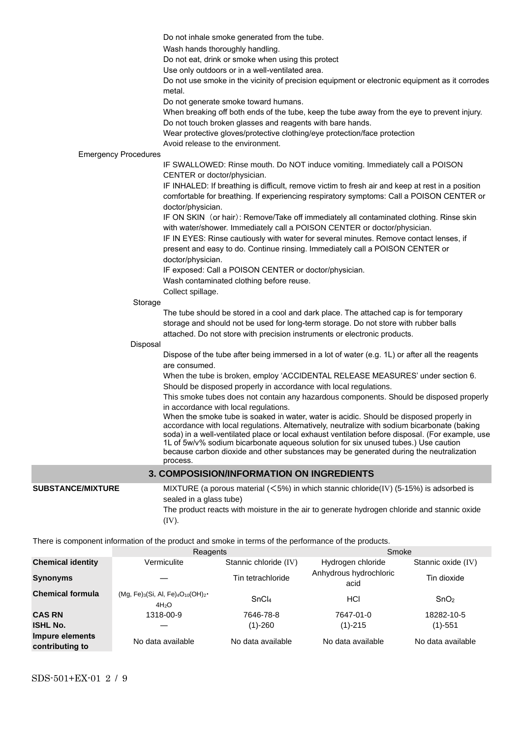Do not inhale smoke generated from the tube.
Wash hands thoroughly handling.
Do not eat, drink or smoke when using this protect
Use only outdoors or in a well-ventilated area.
Do not use smoke in the vicinity of precision equipment or electronic equipment as it corrodes metal.
Do not generate smoke toward humans.
When breaking off both ends of the tube, keep the tube away from the eye to prevent injury.
Do not touch broken glasses and reagents with bare hands.
Wear protective gloves/protective clothing/eye protection/face protection
Avoid release to the environment.

Emergency Procedures

IF SWALLOWED: Rinse mouth. Do NOT induce vomiting. Immediately call a POISON CENTER or doctor/physician.
IF INHALED: If breathing is difficult, remove victim to fresh air and keep at rest in a position comfortable for breathing. If experiencing respiratory symptoms: Call a POISON CENTER or doctor/physician.
IF ON SKIN（or hair）: Remove/Take off immediately all contaminated clothing. Rinse skin with water/shower. Immediately call a POISON CENTER or doctor/physician.
IF IN EYES: Rinse cautiously with water for several minutes. Remove contact lenses, if present and easy to do. Continue rinsing. Immediately call a POISON CENTER or doctor/physician.
IF exposed: Call a POISON CENTER or doctor/physician.
Wash contaminated clothing before reuse.
Collect spillage.

Storage

The tube should be stored in a cool and dark place. The attached cap is for temporary storage and should not be used for long-term storage. Do not store with rubber balls attached. Do not store with precision instruments or electronic products.

Disposal

Dispose of the tube after being immersed in a lot of water (e.g. 1L) or after all the reagents are consumed.
When the tube is broken, employ 'ACCIDENTAL RELEASE MEASURES' under section 6.
Should be disposed properly in accordance with local regulations.
This smoke tubes does not contain any hazardous components. Should be disposed properly in accordance with local regulations.
When the smoke tube is soaked in water, water is acidic. Should be disposed properly in accordance with local regulations. Alternatively, neutralize with sodium bicarbonate (baking soda) in a well-ventilated place or local exhaust ventilation before disposal. (For example, use 1L of 5w/v% sodium bicarbonate aqueous solution for six unused tubes.) Use caution because carbon dioxide and other substances may be generated during the neutralization process.

## 3. COMPOSISION/INFORMATION ON INGREDIENTS

**SUBSTANCE/MIXTURE** MIXTURE (a porous material (＜5%) in which stannic chloride(IV) (5-15%) is adsorbed is sealed in a glass tube)
The product reacts with moisture in the air to generate hydrogen chloride and stannic oxide (IV).

There is component information of the product and smoke in terms of the performance of the products.

| | Reagents | | Smoke | |
|---|---|---|---|---|
| **Chemical identity** | Vermiculite | Stannic chloride (IV) | Hydrogen chloride | Stannic oxide (IV) |
| **Synonyms** | — | Tin tetrachloride | Anhydrous hydrochloric acid | Tin dioxide |
| **Chemical formula** | $(Mg, Fe)_3(Si, Al, Fe)_4O_{10}(OH)_2 \cdot 4H_2O$ | $SnCl_4$ | HCl | $SnO_2$ |
| **CAS RN** | 1318-00-9 | 7646-78-8 | 7647-01-0 | 18282-10-5 |
| **ISHL No.** | — | (1)-260 | (1)-215 | (1)-551 |
| **Impure elements contributing to** | No data available | No data available | No data available | No data available |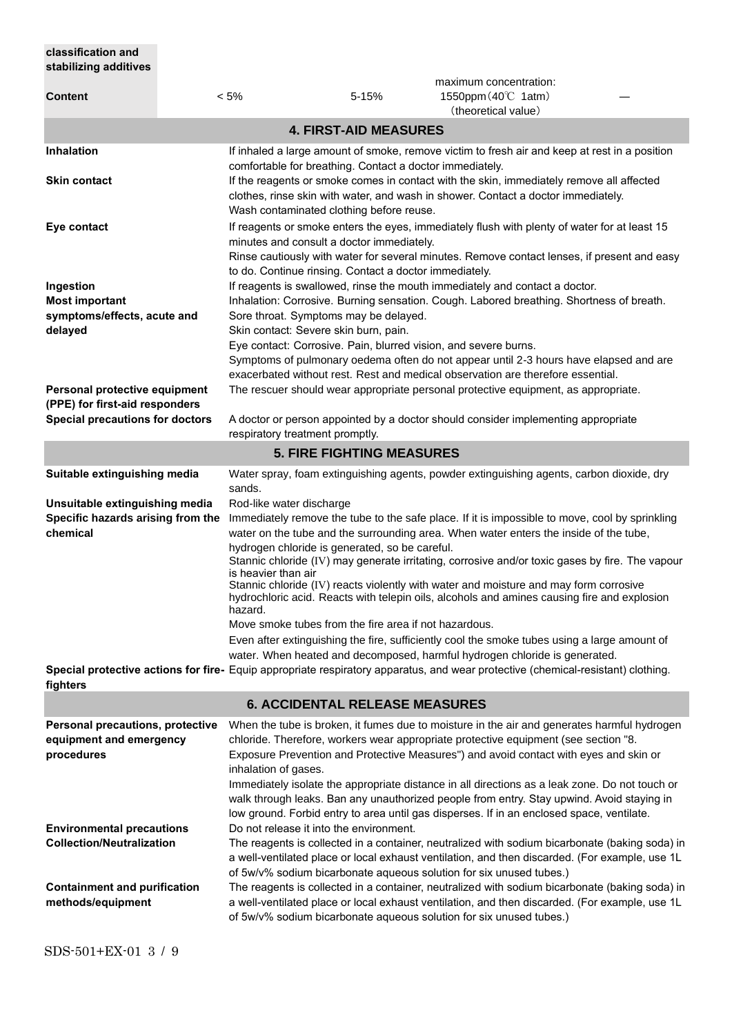| classification and stabilizing additives | | | | |
|---|---|---|---|---|
| **Content** | < 5% | 5-15% | maximum concentration: 1550ppm（40℃ 1atm）（theoretical value） | — |

## 4. FIRST-AID MEASURES

| | |
|---|---|
| **Inhalation** | If inhaled a large amount of smoke, remove victim to fresh air and keep at rest in a position comfortable for breathing. Contact a doctor immediately. |
| **Skin contact** | If the reagents or smoke comes in contact with the skin, immediately remove all affected clothes, rinse skin with water, and wash in shower. Contact a doctor immediately. Wash contaminated clothing before reuse. |
| **Eye contact** | If reagents or smoke enters the eyes, immediately flush with plenty of water for at least 15 minutes and consult a doctor immediately. Rinse cautiously with water for several minutes. Remove contact lenses, if present and easy to do. Continue rinsing. Contact a doctor immediately. |
| **Ingestion** | If reagents is swallowed, rinse the mouth immediately and contact a doctor. |
| **Most important symptoms/effects, acute and delayed** | Inhalation: Corrosive. Burning sensation. Cough. Labored breathing. Shortness of breath. Sore throat. Symptoms may be delayed. Skin contact: Severe skin burn, pain. Eye contact: Corrosive. Pain, blurred vision, and severe burns. Symptoms of pulmonary oedema often do not appear until 2-3 hours have elapsed and are exacerbated without rest. Rest and medical observation are therefore essential. |
| **Personal protective equipment (PPE) for first-aid responders** | The rescuer should wear appropriate personal protective equipment, as appropriate. |
| **Special precautions for doctors** | A doctor or person appointed by a doctor should consider implementing appropriate respiratory treatment promptly. |

## 5. FIRE FIGHTING MEASURES

| | |
|---|---|
| **Suitable extinguishing media** | Water spray, foam extinguishing agents, powder extinguishing agents, carbon dioxide, dry sands. |
| **Unsuitable extinguishing media** | Rod-like water discharge |
| **Specific hazards arising from the chemical** | Immediately remove the tube to the safe place. If it is impossible to move, cool by sprinkling water on the tube and the surrounding area. When water enters the inside of the tube, hydrogen chloride is generated, so be careful. Stannic chloride (IV) may generate irritating, corrosive and/or toxic gases by fire. The vapour is heavier than air Stannic chloride (IV) reacts violently with water and moisture and may form corrosive hydrochloric acid. Reacts with telepin oils, alcohols and amines causing fire and explosion hazard. Move smoke tubes from the fire area if not hazardous. Even after extinguishing the fire, sufficiently cool the smoke tubes using a large amount of water. When heated and decomposed, harmful hydrogen chloride is generated. |
| **Special protective actions for fire-fighters** | Equip appropriate respiratory apparatus, and wear protective (chemical-resistant) clothing. |

## 6. ACCIDENTAL RELEASE MEASURES

| | |
|---|---|
| **Personal precautions, protective equipment and emergency procedures** | When the tube is broken, it fumes due to moisture in the air and generates harmful hydrogen chloride. Therefore, workers wear appropriate protective equipment (see section "8. Exposure Prevention and Protective Measures") and avoid contact with eyes and skin or inhalation of gases. Immediately isolate the appropriate distance in all directions as a leak zone. Do not touch or walk through leaks. Ban any unauthorized people from entry. Stay upwind. Avoid staying in low ground. Forbid entry to area until gas disperses. If in an enclosed space, ventilate. |
| **Environmental precautions** | Do not release it into the environment. |
| **Collection/Neutralization** | The reagents is collected in a container, neutralized with sodium bicarbonate (baking soda) in a well-ventilated place or local exhaust ventilation, and then discarded. (For example, use 1L of 5w/v% sodium bicarbonate aqueous solution for six unused tubes.) |
| **Containment and purification methods/equipment** | The reagents is collected in a container, neutralized with sodium bicarbonate (baking soda) in a well-ventilated place or local exhaust ventilation, and then discarded. (For example, use 1L of 5w/v% sodium bicarbonate aqueous solution for six unused tubes.) |

SDS-501+EX-01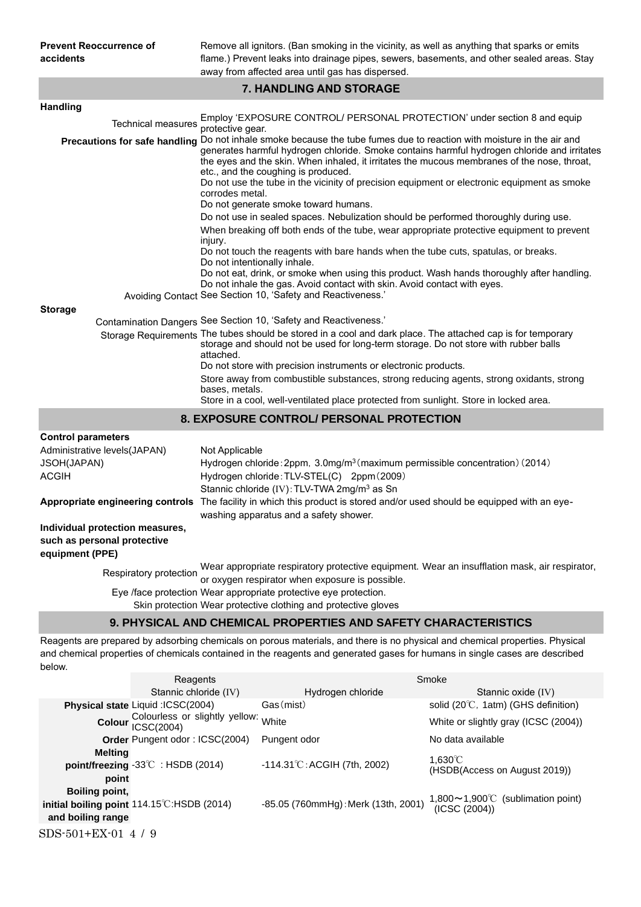**Prevent Reoccurrence of accidents** — Remove all ignitors. (Ban smoking in the vicinity, as well as anything that sparks or emits flame.) Prevent leaks into drainage pipes, sewers, basements, and other sealed areas. Stay away from affected area until gas has dispersed.

## 7. HANDLING AND STORAGE

**Handling**

Technical measures: Employ 'EXPOSURE CONTROL/ PERSONAL PROTECTION' under section 8 and equip protective gear.

**Precautions for safe handling**: Do not inhale smoke because the tube fumes due to reaction with moisture in the air and generates harmful hydrogen chloride. Smoke contains harmful hydrogen chloride and irritates the eyes and the skin. When inhaled, it irritates the mucous membranes of the nose, throat, etc., and the coughing is produced.

Do not use the tube in the vicinity of precision equipment or electronic equipment as smoke corrodes metal.

Do not generate smoke toward humans.

Do not use in sealed spaces. Nebulization should be performed thoroughly during use.

When breaking off both ends of the tube, wear appropriate protective equipment to prevent injury.

Do not touch the reagents with bare hands when the tube cuts, spatulas, or breaks.

Do not intentionally inhale.

Do not eat, drink, or smoke when using this product. Wash hands thoroughly after handling.

Do not inhale the gas. Avoid contact with skin. Avoid contact with eyes.

Avoiding Contact: See Section 10, 'Safety and Reactiveness.'

**Storage**

Contamination Dangers: See Section 10, 'Safety and Reactiveness.'

Storage Requirements: The tubes should be stored in a cool and dark place. The attached cap is for temporary storage and should not be used for long-term storage. Do not store with rubber balls attached.

Do not store with precision instruments or electronic products.

Store away from combustible substances, strong reducing agents, strong oxidants, strong bases, metals.

Store in a cool, well-ventilated place protected from sunlight. Store in locked area.

## 8. EXPOSURE CONTROL/ PERSONAL PROTECTION

**Control parameters**

Administrative levels(JAPAN): Not Applicable

JSOH(JAPAN): Hydrogen chloride：2ppm, 3.0mg/m$^3$（maximum permissible concentration）(2014)

ACGIH: Hydrogen chloride：TLV-STEL(C) 2ppm（2009）
Stannic chloride (IV)：TLV-TWA 2mg/m$^3$ as Sn

**Appropriate engineering controls**: The facility in which this product is stored and/or used should be equipped with an eye-washing apparatus and a safety shower.

**Individual protection measures, such as personal protective equipment (PPE)**

Respiratory protection: Wear appropriate respiratory protective equipment. Wear an insufflation mask, air respirator, or oxygen respirator when exposure is possible.

Eye /face protection: Wear appropriate protective eye protection.

Skin protection: Wear protective clothing and protective gloves

## 9. PHYSICAL AND CHEMICAL PROPERTIES AND SAFETY CHARACTERISTICS

Reagents are prepared by adsorbing chemicals on porous materials, and there is no physical and chemical properties. Physical and chemical properties of chemicals contained in the reagents and generated gases for humans in single cases are described below.

| | Reagents | Smoke | |
|---|---|---|---|
| | Stannic chloride (IV) | Hydrogen chloride | Stannic oxide (IV) |
| **Physical state** | Liquid :ICSC(2004) | Gas（mist） | solid (20℃, 1atm) (GHS definition) |
| **Colour** | Colourless or slightly yellow: ICSC(2004) | White | White or slightly gray (ICSC (2004)) |
| **Order** | Pungent odor : ICSC(2004) | Pungent odor | No data available |
| **Melting point/freezing point** | -33℃ : HSDB (2014) | -114.31℃：ACGIH (7th, 2002) | 1,630℃ (HSDB(Access on August 2019)) |
| **Boiling point, initial boiling point and boiling range** | 114.15℃:HSDB (2014) | -85.05 (760mmHg)：Merk (13th, 2001) | 1,800～1,900℃ (sublimation point) (ICSC (2004)) |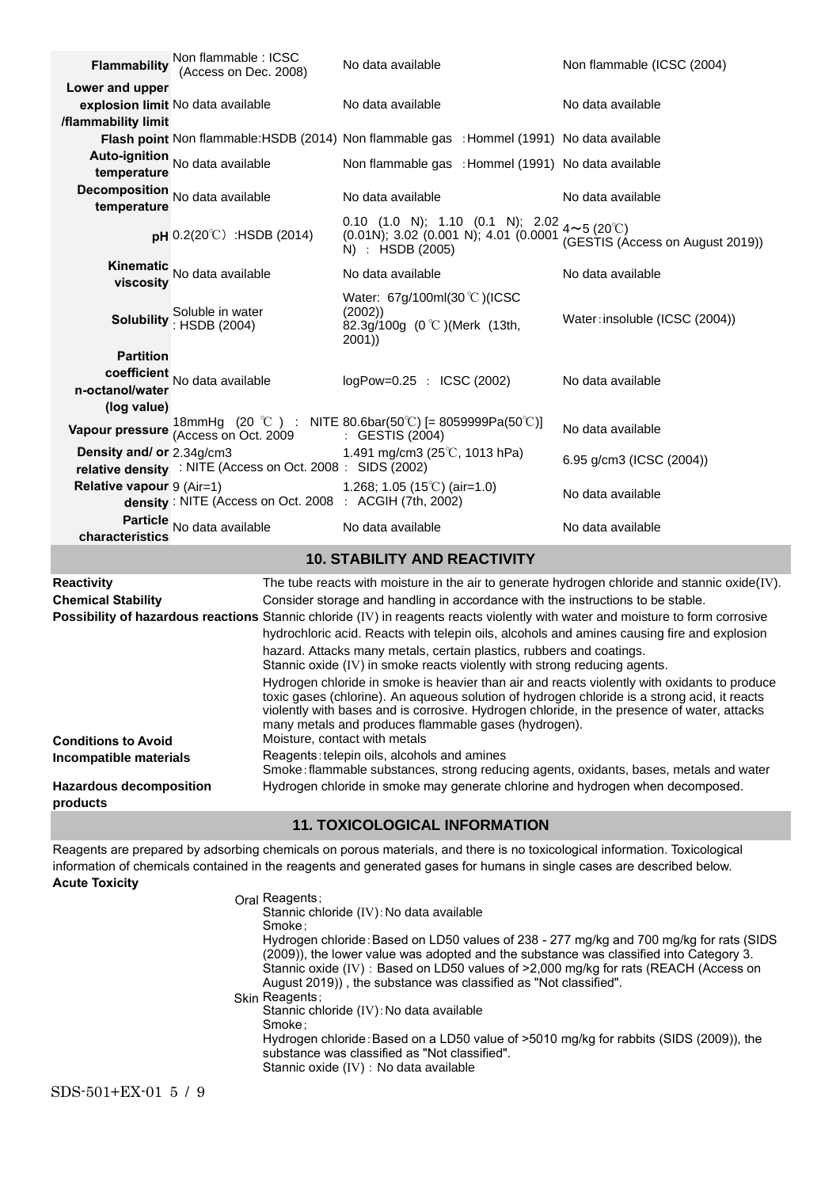| | | | |
|---|---|---|---|
| **Flammability** | Non flammable : ICSC (Access on Dec. 2008) | No data available | Non flammable (ICSC (2004) |
| **Lower and upper explosion limit /flammability limit** | No data available | No data available | No data available |
| **Flash point** | Non flammable:HSDB (2014) | Non flammable gas :Hommel (1991) | No data available |
| **Auto-ignition temperature** | No data available | Non flammable gas :Hommel (1991) | No data available |
| **Decomposition temperature** | No data available | No data available | No data available |
| **pH** | 0.2(20℃) :HSDB (2014) | 0.10 (1.0 N); 1.10 (0.1 N); 2.02 (0.01N); 3.02 (0.001 N); 4.01 (0.0001 N) : HSDB (2005) | 4～5 (20℃) (GESTIS (Access on August 2019)) |
| **Kinematic viscosity** | No data available | No data available | No data available |
| **Solubility** | Soluble in water : HSDB (2004) | Water: 67g/100ml(30℃)(ICSC (2002)) 82.3g/100g (0℃)(Merk (13th, 2001)) | Water：insoluble (ICSC (2004)) |
| **Partition coefficient n-octanol/water (log value)** | No data available | logPow=0.25 : ICSC (2002) | No data available |
| **Vapour pressure** | 18mmHg (20 ℃) : NITE (Access on Oct. 2009 | 80.6bar(50℃) [= 8059999Pa(50℃)] : GESTIS (2004) | No data available |
| **Density and/ or relative density** | 2.34g/cm3 : NITE (Access on Oct. 2008 | 1.491 mg/cm3 (25℃, 1013 hPa) : SIDS (2002) | 6.95 g/cm3 (ICSC (2004)) |
| **Relative vapour density** | 9 (Air=1) : NITE (Access on Oct. 2008 | 1.268; 1.05 (15℃) (air=1.0) : ACGIH (7th, 2002) | No data available |
| **Particle characteristics** | No data available | No data available | No data available |

## 10. STABILITY AND REACTIVITY

**Reactivity**
The tube reacts with moisture in the air to generate hydrogen chloride and stannic oxide(IV).

**Chemical Stability**
Consider storage and handling in accordance with the instructions to be stable.

**Possibility of hazardous reactions**
Stannic chloride (IV) in reagents reacts violently with water and moisture to form corrosive hydrochloric acid. Reacts with telepin oils, alcohols and amines causing fire and explosion hazard. Attacks many metals, certain plastics, rubbers and coatings.
Stannic oxide (IV) in smoke reacts violently with strong reducing agents.
Hydrogen chloride in smoke is heavier than air and reacts violently with oxidants to produce toxic gases (chlorine). An aqueous solution of hydrogen chloride is a strong acid, it reacts violently with bases and is corrosive. Hydrogen chloride, in the presence of water, attacks many metals and produces flammable gases (hydrogen).

**Conditions to Avoid**
Moisture, contact with metals

**Incompatible materials**
Reagents：telepin oils, alcohols and amines
Smoke：flammable substances, strong reducing agents, oxidants, bases, metals and water

**Hazardous decomposition products**
Hydrogen chloride in smoke may generate chlorine and hydrogen when decomposed.

## 11. TOXICOLOGICAL INFORMATION

Reagents are prepared by adsorbing chemicals on porous materials, and there is no toxicological information. Toxicological information of chemicals contained in the reagents and generated gases for humans in single cases are described below.

**Acute Toxicity**

Oral
Reagents；
Stannic chloride (IV)：No data available
Smoke；
Hydrogen chloride：Based on LD50 values of 238 - 277 mg/kg and 700 mg/kg for rats (SIDS (2009)), the lower value was adopted and the substance was classified into Category 3.
Stannic oxide (IV) : Based on LD50 values of >2,000 mg/kg for rats (REACH (Access on August 2019)) , the substance was classified as "Not classified".

Skin
Reagents；
Stannic chloride (IV)：No data available
Smoke；
Hydrogen chloride：Based on a LD50 value of >5010 mg/kg for rabbits (SIDS (2009)), the substance was classified as "Not classified".
Stannic oxide (IV) : No data available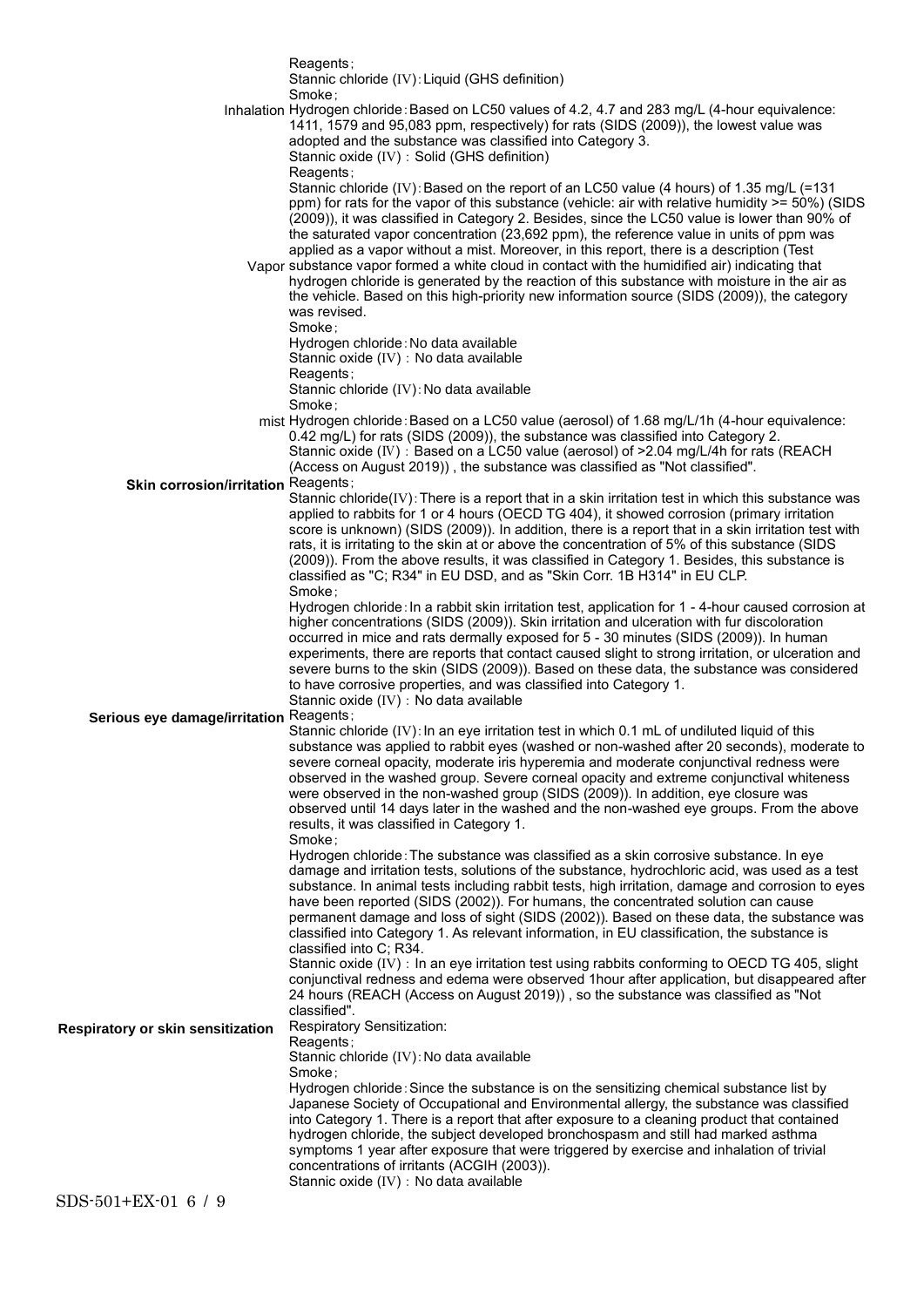Reagents；
Stannic chloride (IV)：Liquid (GHS definition)
Smoke；

**Inhalation** Hydrogen chloride：Based on LC50 values of 4.2, 4.7 and 283 mg/L (4-hour equivalence: 1411, 1579 and 95,083 ppm, respectively) for rats (SIDS (2009)), the lowest value was adopted and the substance was classified into Category 3.
Stannic oxide (IV)：Solid (GHS definition)
Reagents；

**Vapor** Stannic chloride (IV)：Based on the report of an LC50 value (4 hours) of 1.35 mg/L (=131 ppm) for rats for the vapor of this substance (vehicle: air with relative humidity >= 50%) (SIDS (2009)), it was classified in Category 2. Besides, since the LC50 value is lower than 90% of the saturated vapor concentration (23,692 ppm), the reference value in units of ppm was applied as a vapor without a mist. Moreover, in this report, there is a description (Test substance vapor formed a white cloud in contact with the humidified air) indicating that hydrogen chloride is generated by the reaction of this substance with moisture in the air as the vehicle. Based on this high-priority new information source (SIDS (2009)), the category was revised.
Smoke；
Hydrogen chloride：No data available
Stannic oxide (IV)：No data available
Reagents；
Stannic chloride (IV)：No data available
Smoke；

**mist** Hydrogen chloride：Based on a LC50 value (aerosol) of 1.68 mg/L/1h (4-hour equivalence: 0.42 mg/L) for rats (SIDS (2009)), the substance was classified into Category 2.
Stannic oxide (IV)：Based on a LC50 value (aerosol) of >2.04 mg/L/4h for rats (REACH (Access on August 2019)) , the substance was classified as "Not classified".

**Skin corrosion/irritation** Reagents；
Stannic chloride(IV)：There is a report that in a skin irritation test in which this substance was applied to rabbits for 1 or 4 hours (OECD TG 404), it showed corrosion (primary irritation score is unknown) (SIDS (2009)). In addition, there is a report that in a skin irritation test with rats, it is irritating to the skin at or above the concentration of 5% of this substance (SIDS (2009)). From the above results, it was classified in Category 1. Besides, this substance is classified as "C; R34" in EU DSD, and as "Skin Corr. 1B H314" in EU CLP.
Smoke；
Hydrogen chloride：In a rabbit skin irritation test, application for 1 - 4-hour caused corrosion at higher concentrations (SIDS (2009)). Skin irritation and ulceration with fur discoloration occurred in mice and rats dermally exposed for 5 - 30 minutes (SIDS (2009)). In human experiments, there are reports that contact caused slight to strong irritation, or ulceration and severe burns to the skin (SIDS (2009)). Based on these data, the substance was considered to have corrosive properties, and was classified into Category 1.
Stannic oxide (IV)：No data available

**Serious eye damage/irritation** Reagents；
Stannic chloride (IV)：In an eye irritation test in which 0.1 mL of undiluted liquid of this substance was applied to rabbit eyes (washed or non-washed after 20 seconds), moderate to severe corneal opacity, moderate iris hyperemia and moderate conjunctival redness were observed in the washed group. Severe corneal opacity and extreme conjunctival whiteness were observed in the non-washed group (SIDS (2009)). In addition, eye closure was observed until 14 days later in the washed and the non-washed eye groups. From the above results, it was classified in Category 1.
Smoke；
Hydrogen chloride：The substance was classified as a skin corrosive substance. In eye damage and irritation tests, solutions of the substance, hydrochloric acid, was used as a test substance. In animal tests including rabbit tests, high irritation, damage and corrosion to eyes have been reported (SIDS (2002)). For humans, the concentrated solution can cause permanent damage and loss of sight (SIDS (2002)). Based on these data, the substance was classified into Category 1. As relevant information, in EU classification, the substance is classified into C; R34.
Stannic oxide (IV)：In an eye irritation test using rabbits conforming to OECD TG 405, slight conjunctival redness and edema were observed 1hour after application, but disappeared after 24 hours (REACH (Access on August 2019)) , so the substance was classified as "Not classified".

**Respiratory or skin sensitization** Respiratory Sensitization:
Reagents；
Stannic chloride (IV)：No data available
Smoke；
Hydrogen chloride：Since the substance is on the sensitizing chemical substance list by Japanese Society of Occupational and Environmental allergy, the substance was classified into Category 1. There is a report that after exposure to a cleaning product that contained hydrogen chloride, the subject developed bronchospasm and still had marked asthma symptoms 1 year after exposure that were triggered by exercise and inhalation of trivial concentrations of irritants (ACGIH (2003)).
Stannic oxide (IV)：No data available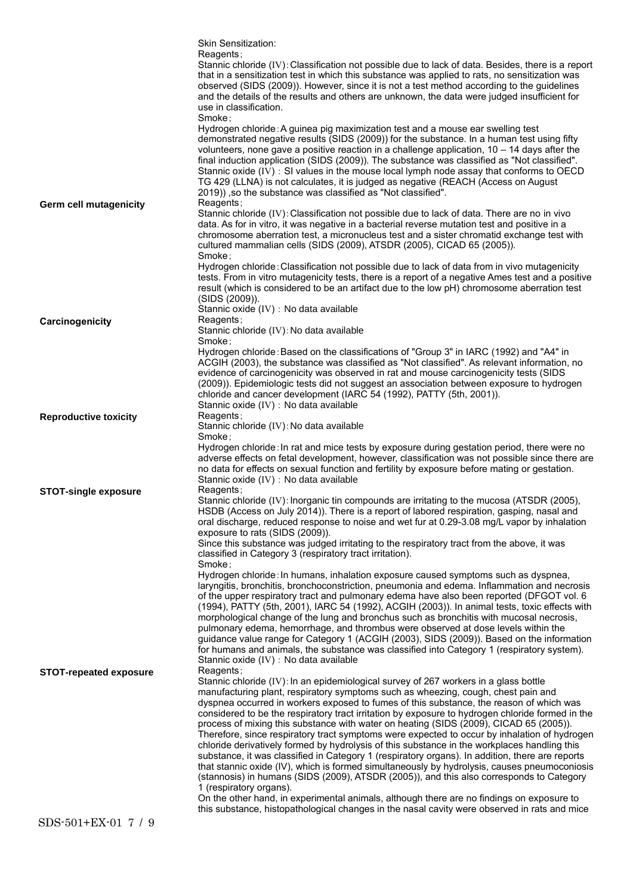Skin Sensitization:

Reagents；

Stannic chloride (IV)：Classification not possible due to lack of data. Besides, there is a report that in a sensitization test in which this substance was applied to rats, no sensitization was observed (SIDS (2009)). However, since it is not a test method according to the guidelines and the details of the results and others are unknown, the data were judged insufficient for use in classification.

Smoke；

Hydrogen chloride：A guinea pig maximization test and a mouse ear swelling test demonstrated negative results (SIDS (2009)) for the substance. In a human test using fifty volunteers, none gave a positive reaction in a challenge application, 10 – 14 days after the final induction application (SIDS (2009)). The substance was classified as "Not classified".

Stannic oxide (IV)：SI values in the mouse local lymph node assay that conforms to OECD TG 429 (LLNA) is not calculates, it is judged as negative (REACH (Access on August 2019)) ,so the substance was classified as "Not classified".

**Germ cell mutagenicity**

Reagents；

Stannic chloride (IV)：Classification not possible due to lack of data. There are no in vivo data. As for in vitro, it was negative in a bacterial reverse mutation test and positive in a chromosome aberration test, a micronucleus test and a sister chromatid exchange test with cultured mammalian cells (SIDS (2009), ATSDR (2005), CICAD 65 (2005)).

Smoke；

Hydrogen chloride：Classification not possible due to lack of data from in vivo mutagenicity tests. From in vitro mutagenicity tests, there is a report of a negative Ames test and a positive result (which is considered to be an artifact due to the low pH) chromosome aberration test (SIDS (2009)).

Stannic oxide (IV)：No data available

**Carcinogenicity**

Reagents；

Stannic chloride (IV)：No data available

Smoke；

Hydrogen chloride：Based on the classifications of "Group 3" in IARC (1992) and "A4" in ACGIH (2003), the substance was classified as "Not classified". As relevant information, no evidence of carcinogenicity was observed in rat and mouse carcinogenicity tests (SIDS (2009)). Epidemiologic tests did not suggest an association between exposure to hydrogen chloride and cancer development (IARC 54 (1992), PATTY (5th, 2001)).

Stannic oxide (IV)：No data available

**Reproductive toxicity**

Reagents；

Stannic chloride (IV)：No data available

Smoke；

Hydrogen chloride：In rat and mice tests by exposure during gestation period, there were no adverse effects on fetal development, however, classification was not possible since there are no data for effects on sexual function and fertility by exposure before mating or gestation.

Stannic oxide (IV)：No data available

**STOT-single exposure**

Reagents；

Stannic chloride (IV)：Inorganic tin compounds are irritating to the mucosa (ATSDR (2005), HSDB (Access on July 2014)). There is a report of labored respiration, gasping, nasal and oral discharge, reduced response to noise and wet fur at 0.29-3.08 mg/L vapor by inhalation exposure to rats (SIDS (2009)).

Since this substance was judged irritating to the respiratory tract from the above, it was classified in Category 3 (respiratory tract irritation).

Smoke；

Hydrogen chloride：In humans, inhalation exposure caused symptoms such as dyspnea, laryngitis, bronchitis, bronchoconstriction, pneumonia and edema. Inflammation and necrosis of the upper respiratory tract and pulmonary edema have also been reported (DFGOT vol. 6 (1994), PATTY (5th, 2001), IARC 54 (1992), ACGIH (2003)). In animal tests, toxic effects with morphological change of the lung and bronchus such as bronchitis with mucosal necrosis, pulmonary edema, hemorrhage, and thrombus were observed at dose levels within the guidance value range for Category 1 (ACGIH (2003), SIDS (2009)). Based on the information for humans and animals, the substance was classified into Category 1 (respiratory system).

Stannic oxide (IV)：No data available

**STOT-repeated exposure**

Reagents；

Stannic chloride (IV)：In an epidemiological survey of 267 workers in a glass bottle manufacturing plant, respiratory symptoms such as wheezing, cough, chest pain and dyspnea occurred in workers exposed to fumes of this substance, the reason of which was considered to be the respiratory tract irritation by exposure to hydrogen chloride formed in the process of mixing this substance with water on heating (SIDS (2009), CICAD 65 (2005)). Therefore, since respiratory tract symptoms were expected to occur by inhalation of hydrogen chloride derivatively formed by hydrolysis of this substance in the workplaces handling this substance, it was classified in Category 1 (respiratory organs). In addition, there are reports that stannic oxide (IV), which is formed simultaneously by hydrolysis, causes pneumoconiosis (stannosis) in humans (SIDS (2009), ATSDR (2005)), and this also corresponds to Category 1 (respiratory organs).

On the other hand, in experimental animals, although there are no findings on exposure to this substance, histopathological changes in the nasal cavity were observed in rats and mice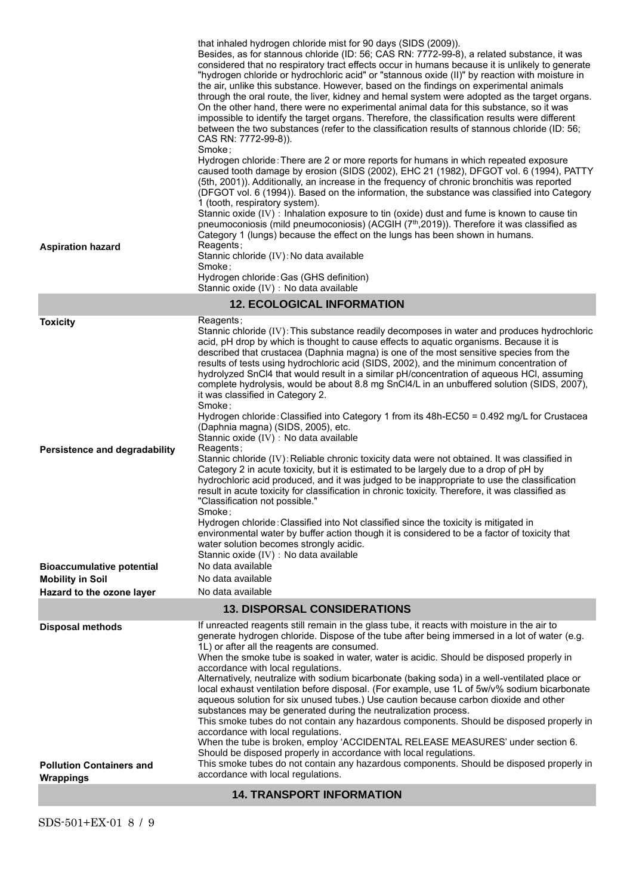| | |
|---|---|
| | that inhaled hydrogen chloride mist for 90 days (SIDS (2009)).<br>Besides, as for stannous chloride (ID: 56; CAS RN: 7772-99-8), a related substance, it was considered that no respiratory tract effects occur in humans because it is unlikely to generate "hydrogen chloride or hydrochloric acid" or "stannous oxide (II)" by reaction with moisture in the air, unlike this substance. However, based on the findings on experimental animals through the oral route, the liver, kidney and hemal system were adopted as the target organs. On the other hand, there were no experimental animal data for this substance, so it was impossible to identify the target organs. Therefore, the classification results were different between the two substances (refer to the classification results of stannous chloride (ID: 56; CAS RN: 7772-99-8)).<br>Smoke；<br>Hydrogen chloride：There are 2 or more reports for humans in which repeated exposure caused tooth damage by erosion (SIDS (2002), EHC 21 (1982), DFGOT vol. 6 (1994), PATTY (5th, 2001)). Additionally, an increase in the frequency of chronic bronchitis was reported (DFGOT vol. 6 (1994)). Based on the information, the substance was classified into Category 1 (tooth, respiratory system).<br>Stannic oxide (IV)：Inhalation exposure to tin (oxide) dust and fume is known to cause tin pneumoconiosis (mild pneumoconiosis) (ACGIH (7th,2019)). Therefore it was classified as Category 1 (lungs) because the effect on the lungs has been shown in humans. |
| **Aspiration hazard** | Reagents；<br>Stannic chloride (IV)：No data available<br>Smoke；<br>Hydrogen chloride：Gas (GHS definition)<br>Stannic oxide (IV)：No data available |

## 12. ECOLOGICAL INFORMATION

| | |
|---|---|
| **Toxicity** | Reagents；<br>Stannic chloride (IV)：This substance readily decomposes in water and produces hydrochloric acid, pH drop by which is thought to cause effects to aquatic organisms. Because it is described that crustacea (Daphnia magna) is one of the most sensitive species from the results of tests using hydrochloric acid (SIDS, 2002), and the minimum concentration of hydrolyzed $SnCl_4$ that would result in a similar pH/concentration of aqueous HCl, assuming complete hydrolysis, would be about 8.8 mg $SnCl_4$/L in an unbuffered solution (SIDS, 2007), it was classified in Category 2.<br>Smoke；<br>Hydrogen chloride：Classified into Category 1 from its 48h-EC50 = 0.492 mg/L for Crustacea (Daphnia magna) (SIDS, 2005), etc.<br>Stannic oxide (IV)：No data available |
| **Persistence and degradability** | Reagents；<br>Stannic chloride (IV)：Reliable chronic toxicity data were not obtained. It was classified in Category 2 in acute toxicity, but it is estimated to be largely due to a drop of pH by hydrochloric acid produced, and it was judged to be inappropriate to use the classification result in acute toxicity for classification in chronic toxicity. Therefore, it was classified as "Classification not possible."<br>Smoke；<br>Hydrogen chloride：Classified into Not classified since the toxicity is mitigated in environmental water by buffer action though it is considered to be a factor of toxicity that water solution becomes strongly acidic.<br>Stannic oxide (IV)：No data available |
| **Bioaccumulative potential** | No data available |
| **Mobility in Soil** | No data available |
| **Hazard to the ozone layer** | No data available |

## 13. DISPORSAL CONSIDERATIONS

| | |
|---|---|
| **Disposal methods** | If unreacted reagents still remain in the glass tube, it reacts with moisture in the air to generate hydrogen chloride. Dispose of the tube after being immersed in a lot of water (e.g. 1L) or after all the reagents are consumed.<br>When the smoke tube is soaked in water, water is acidic. Should be disposed properly in accordance with local regulations.<br>Alternatively, neutralize with sodium bicarbonate (baking soda) in a well-ventilated place or local exhaust ventilation before disposal. (For example, use 1L of 5w/v% sodium bicarbonate aqueous solution for six unused tubes.) Use caution because carbon dioxide and other substances may be generated during the neutralization process.<br>This smoke tubes do not contain any hazardous components. Should be disposed properly in accordance with local regulations.<br>When the tube is broken, employ 'ACCIDENTAL RELEASE MEASURES' under section 6. Should be disposed properly in accordance with local regulations. |
| **Pollution Containers and Wrappings** | This smoke tubes do not contain any hazardous components. Should be disposed properly in accordance with local regulations. |

## 14. TRANSPORT INFORMATION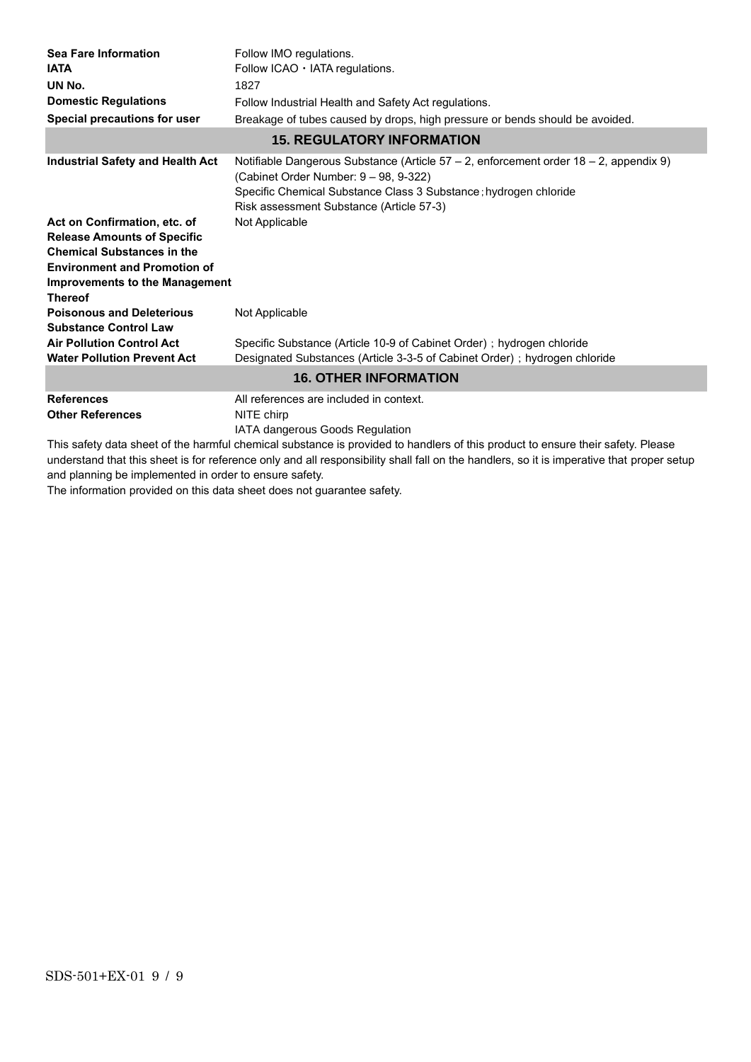| | |
|---|---|
| **Sea Fare Information** | Follow IMO regulations. |
| **IATA** | Follow ICAO・IATA regulations. |
| **UN No.** | 1827 |
| **Domestic Regulations** | Follow Industrial Health and Safety Act regulations. |
| **Special precautions for user** | Breakage of tubes caused by drops, high pressure or bends should be avoided. |

## 15. REGULATORY INFORMATION

| | |
|---|---|
| **Industrial Safety and Health Act** | Notifiable Dangerous Substance (Article 57 – 2, enforcement order 18 – 2, appendix 9) (Cabinet Order Number: 9 – 98, 9-322)<br>Specific Chemical Substance Class 3 Substance；hydrogen chloride<br>Risk assessment Substance (Article 57-3) |
| **Act on Confirmation, etc. of Release Amounts of Specific Chemical Substances in the Environment and Promotion of Improvements to the Management Thereof** | Not Applicable |
| **Poisonous and Deleterious Substance Control Law** | Not Applicable |
| **Air Pollution Control Act** | Specific Substance (Article 10-9 of Cabinet Order)；hydrogen chloride |
| **Water Pollution Prevent Act** | Designated Substances (Article 3-3-5 of Cabinet Order)；hydrogen chloride |

## 16. OTHER INFORMATION

| | |
|---|---|
| **References** | All references are included in context. |
| **Other References** | NITE chirp<br>IATA dangerous Goods Regulation |

This safety data sheet of the harmful chemical substance is provided to handlers of this product to ensure their safety. Please understand that this sheet is for reference only and all responsibility shall fall on the handlers, so it is imperative that proper setup and planning be implemented in order to ensure safety.

The information provided on this data sheet does not guarantee safety.